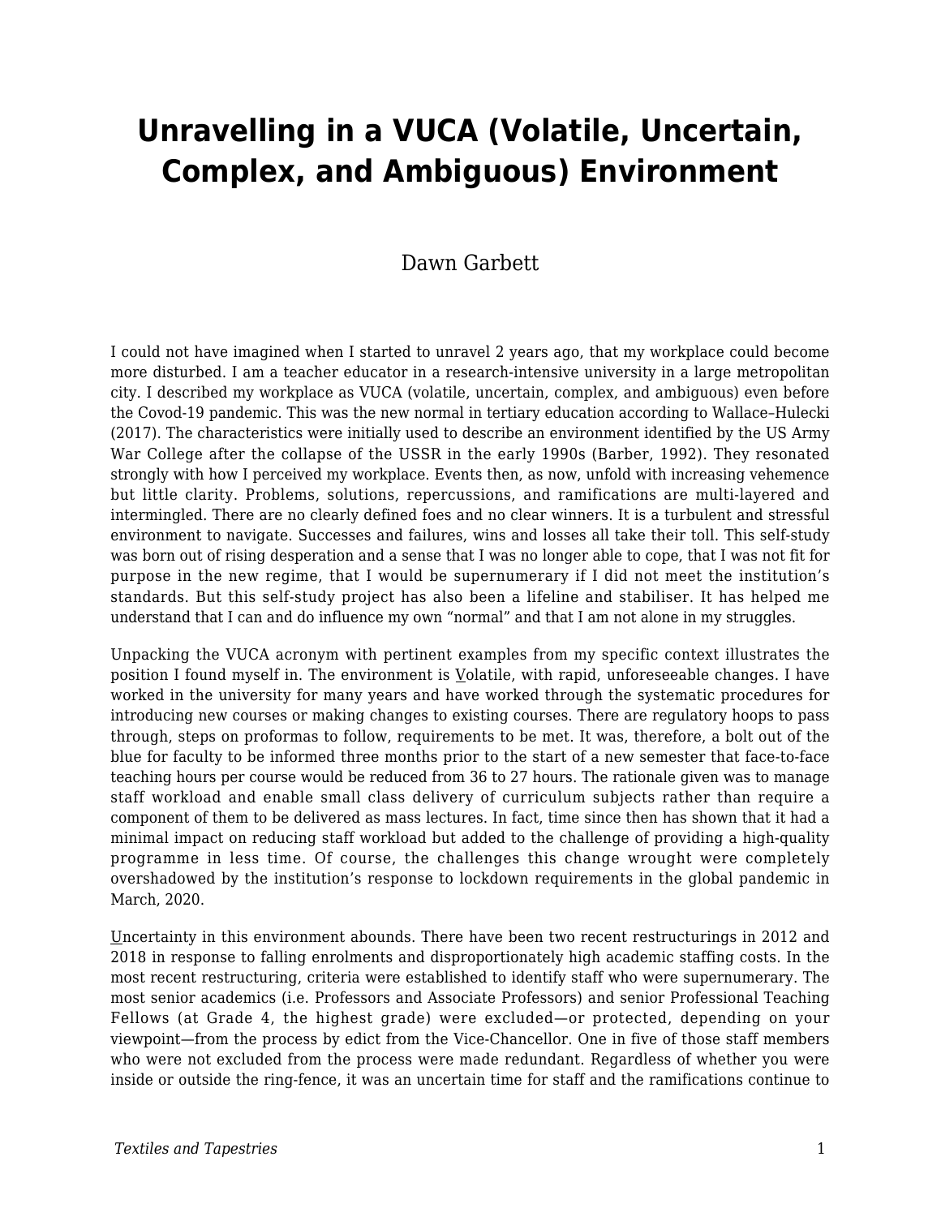# Unravelling in a VUCA (Volatile, Uncertain, Complex, and Ambiguous) Environment

Dawn Garbett

I could not have imagined when I started to unravel 2 years ago, that my workplace could become more disturbed. I am a teacher educator in a research-intensive university in a large metropolitan city. I described my workplace as VUCA (volatile, uncertain, complex, and ambiguous) even before the Covod-19 pandemic. This was the new normal in tertiary education according to Wallace–Hulecki (2017). The characteristics were initially used to describe an environment identified by the US Army War College after the collapse of the USSR in the early 1990s (Barber, 1992). They resonated strongly with how I perceived my workplace. Events then, as now, unfold with increasing vehemence but little clarity. Problems, solutions, repercussions, and ramifications are multi-layered and intermingled. There are no clearly defined foes and no clear winners. It is a turbulent and stressful environment to navigate. Successes and failures, wins and losses all take their toll. This self-study was born out of rising desperation and a sense that I was no longer able to cope, that I was not fit for purpose in the new regime, that I would be supernumerary if I did not meet the institution's standards. But this self-study project has also been a lifeline and stabiliser. It has helped me understand that I can and do influence my own "normal" and that I am not alone in my struggles.

Unpacking the VUCA acronym with pertinent examples from my specific context illustrates the position I found myself in. The environment is <u>V</u>olatile, with rapid, unforeseeable changes. I have worked in the university for many years and have worked through the systematic procedures for introducing new courses or making changes to existing courses. There are regulatory hoops to pass through, steps on proformas to follow, requirements to be met. It was, therefore, a bolt out of the blue for faculty to be informed three months prior to the start of a new semester that face-to-face teaching hours per course would be reduced from 36 to 27 hours. The rationale given was to manage staff workload and enable small class delivery of curriculum subjects rather than require a component of them to be delivered as mass lectures. In fact, time since then has shown that it had a minimal impact on reducing staff workload but added to the challenge of providing a high-quality programme in less time. Of course, the challenges this change wrought were completely overshadowed by the institution's response to lockdown requirements in the global pandemic in March, 2020.

<u>U</u>ncertainty in this environment abounds. There have been two recent restructurings in 2012 and 2018 in response to falling enrolments and disproportionately high academic staffing costs. In the most recent restructuring, criteria were established to identify staff who were supernumerary. The most senior academics (i.e. Professors and Associate Professors) and senior Professional Teaching Fellows (at Grade 4, the highest grade) were excluded—or protected, depending on your viewpoint—from the process by edict from the Vice-Chancellor. One in five of those staff members who were not excluded from the process were made redundant. Regardless of whether you were inside or outside the ring-fence, it was an uncertain time for staff and the ramifications continue to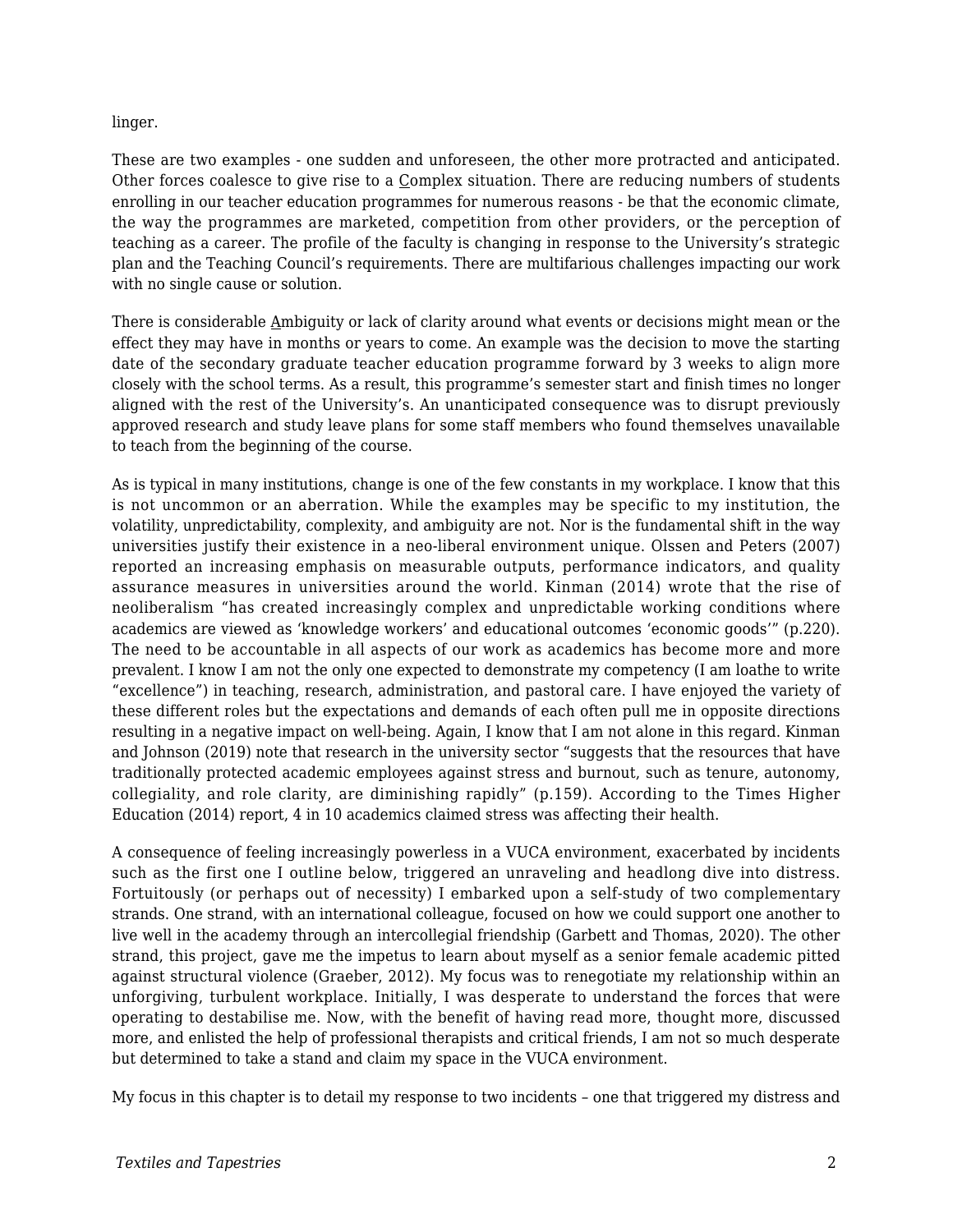linger.

These are two examples - one sudden and unforeseen, the other more protracted and anticipated. Other forces coalesce to give rise to a <u>C</u>omplex situation. There are reducing numbers of students enrolling in our teacher education programmes for numerous reasons - be that the economic climate, the way the programmes are marketed, competition from other providers, or the perception of teaching as a career. The profile of the faculty is changing in response to the University's strategic plan and the Teaching Council's requirements. There are multifarious challenges impacting our work with no single cause or solution.

There is considerable <u>A</u>mbiguity or lack of clarity around what events or decisions might mean or the effect they may have in months or years to come. An example was the decision to move the starting date of the secondary graduate teacher education programme forward by 3 weeks to align more closely with the school terms. As a result, this programme's semester start and finish times no longer aligned with the rest of the University's. An unanticipated consequence was to disrupt previously approved research and study leave plans for some staff members who found themselves unavailable to teach from the beginning of the course.

As is typical in many institutions, change is one of the few constants in my workplace. I know that this is not uncommon or an aberration. While the examples may be specific to my institution, the volatility, unpredictability, complexity, and ambiguity are not. Nor is the fundamental shift in the way universities justify their existence in a neo-liberal environment unique. Olssen and Peters (2007) reported an increasing emphasis on measurable outputs, performance indicators, and quality assurance measures in universities around the world. Kinman (2014) wrote that the rise of neoliberalism "has created increasingly complex and unpredictable working conditions where academics are viewed as 'knowledge workers' and educational outcomes 'economic goods'" (p.220). The need to be accountable in all aspects of our work as academics has become more and more prevalent. I know I am not the only one expected to demonstrate my competency (I am loathe to write "excellence") in teaching, research, administration, and pastoral care. I have enjoyed the variety of these different roles but the expectations and demands of each often pull me in opposite directions resulting in a negative impact on well-being. Again, I know that I am not alone in this regard. Kinman and Johnson (2019) note that research in the university sector "suggests that the resources that have traditionally protected academic employees against stress and burnout, such as tenure, autonomy, collegiality, and role clarity, are diminishing rapidly" (p.159). According to the Times Higher Education (2014) report, 4 in 10 academics claimed stress was affecting their health.

A consequence of feeling increasingly powerless in a VUCA environment, exacerbated by incidents such as the first one I outline below, triggered an unraveling and headlong dive into distress. Fortuitously (or perhaps out of necessity) I embarked upon a self-study of two complementary strands. One strand, with an international colleague, focused on how we could support one another to live well in the academy through an intercollegial friendship (Garbett and Thomas, 2020). The other strand, this project, gave me the impetus to learn about myself as a senior female academic pitted against structural violence (Graeber, 2012). My focus was to renegotiate my relationship within an unforgiving, turbulent workplace. Initially, I was desperate to understand the forces that were operating to destabilise me. Now, with the benefit of having read more, thought more, discussed more, and enlisted the help of professional therapists and critical friends, I am not so much desperate but determined to take a stand and claim my space in the VUCA environment.

My focus in this chapter is to detail my response to two incidents – one that triggered my distress and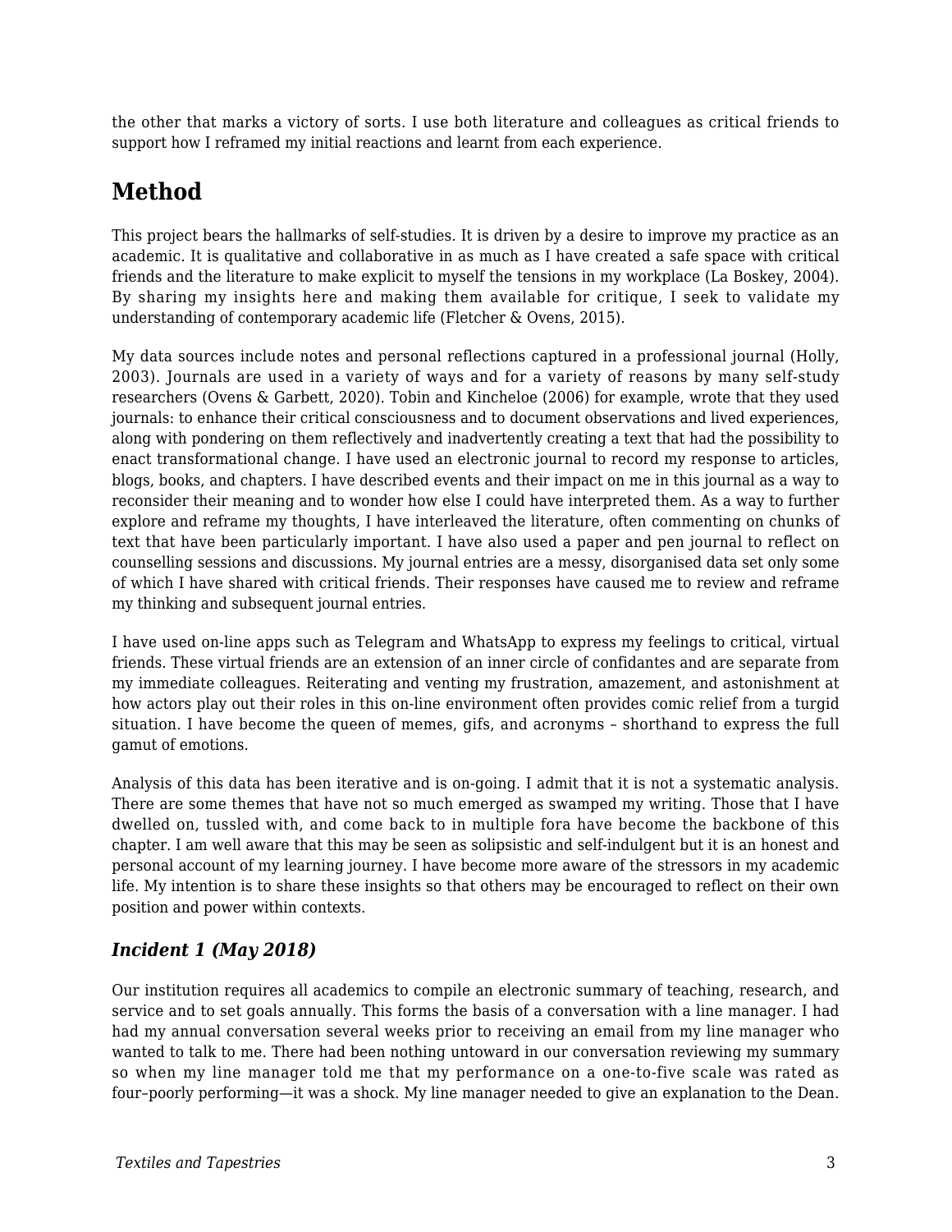the other that marks a victory of sorts. I use both literature and colleagues as critical friends to support how I reframed my initial reactions and learnt from each experience.

## Method

This project bears the hallmarks of self-studies. It is driven by a desire to improve my practice as an academic. It is qualitative and collaborative in as much as I have created a safe space with critical friends and the literature to make explicit to myself the tensions in my workplace (La Boskey, 2004). By sharing my insights here and making them available for critique, I seek to validate my understanding of contemporary academic life (Fletcher & Ovens, 2015).

My data sources include notes and personal reflections captured in a professional journal (Holly, 2003). Journals are used in a variety of ways and for a variety of reasons by many self-study researchers (Ovens & Garbett, 2020). Tobin and Kincheloe (2006) for example, wrote that they used journals: to enhance their critical consciousness and to document observations and lived experiences, along with pondering on them reflectively and inadvertently creating a text that had the possibility to enact transformational change. I have used an electronic journal to record my response to articles, blogs, books, and chapters. I have described events and their impact on me in this journal as a way to reconsider their meaning and to wonder how else I could have interpreted them. As a way to further explore and reframe my thoughts, I have interleaved the literature, often commenting on chunks of text that have been particularly important. I have also used a paper and pen journal to reflect on counselling sessions and discussions. My journal entries are a messy, disorganised data set only some of which I have shared with critical friends. Their responses have caused me to review and reframe my thinking and subsequent journal entries.

I have used on-line apps such as Telegram and WhatsApp to express my feelings to critical, virtual friends. These virtual friends are an extension of an inner circle of confidantes and are separate from my immediate colleagues. Reiterating and venting my frustration, amazement, and astonishment at how actors play out their roles in this on-line environment often provides comic relief from a turgid situation. I have become the queen of memes, gifs, and acronyms – shorthand to express the full gamut of emotions.

Analysis of this data has been iterative and is on-going. I admit that it is not a systematic analysis. There are some themes that have not so much emerged as swamped my writing. Those that I have dwelled on, tussled with, and come back to in multiple fora have become the backbone of this chapter. I am well aware that this may be seen as solipsistic and self-indulgent but it is an honest and personal account of my learning journey. I have become more aware of the stressors in my academic life. My intention is to share these insights so that others may be encouraged to reflect on their own position and power within contexts.

### *Incident 1 (May 2018)*

Our institution requires all academics to compile an electronic summary of teaching, research, and service and to set goals annually. This forms the basis of a conversation with a line manager. I had had my annual conversation several weeks prior to receiving an email from my line manager who wanted to talk to me. There had been nothing untoward in our conversation reviewing my summary so when my line manager told me that my performance on a one-to-five scale was rated as four–poorly performing—it was a shock. My line manager needed to give an explanation to the Dean.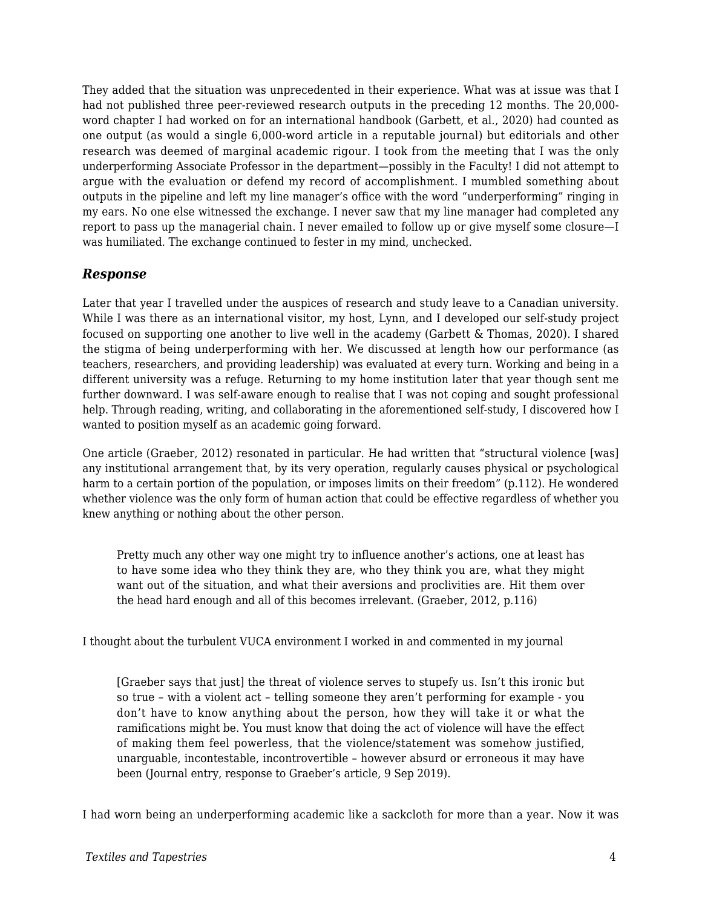They added that the situation was unprecedented in their experience. What was at issue was that I had not published three peer-reviewed research outputs in the preceding 12 months. The 20,000-word chapter I had worked on for an international handbook (Garbett, et al., 2020) had counted as one output (as would a single 6,000-word article in a reputable journal) but editorials and other research was deemed of marginal academic rigour. I took from the meeting that I was the only underperforming Associate Professor in the department—possibly in the Faculty! I did not attempt to argue with the evaluation or defend my record of accomplishment. I mumbled something about outputs in the pipeline and left my line manager's office with the word "underperforming" ringing in my ears. No one else witnessed the exchange. I never saw that my line manager had completed any report to pass up the managerial chain. I never emailed to follow up or give myself some closure—I was humiliated. The exchange continued to fester in my mind, unchecked.

### *Response*

Later that year I travelled under the auspices of research and study leave to a Canadian university. While I was there as an international visitor, my host, Lynn, and I developed our self-study project focused on supporting one another to live well in the academy (Garbett & Thomas, 2020). I shared the stigma of being underperforming with her. We discussed at length how our performance (as teachers, researchers, and providing leadership) was evaluated at every turn. Working and being in a different university was a refuge. Returning to my home institution later that year though sent me further downward. I was self-aware enough to realise that I was not coping and sought professional help. Through reading, writing, and collaborating in the aforementioned self-study, I discovered how I wanted to position myself as an academic going forward.

One article (Graeber, 2012) resonated in particular. He had written that "structural violence [was] any institutional arrangement that, by its very operation, regularly causes physical or psychological harm to a certain portion of the population, or imposes limits on their freedom" (p.112). He wondered whether violence was the only form of human action that could be effective regardless of whether you knew anything or nothing about the other person.

> Pretty much any other way one might try to influence another's actions, one at least has to have some idea who they think they are, who they think you are, what they might want out of the situation, and what their aversions and proclivities are. Hit them over the head hard enough and all of this becomes irrelevant. (Graeber, 2012, p.116)

I thought about the turbulent VUCA environment I worked in and commented in my journal

> [Graeber says that just] the threat of violence serves to stupefy us. Isn't this ironic but so true – with a violent act – telling someone they aren't performing for example - you don't have to know anything about the person, how they will take it or what the ramifications might be. You must know that doing the act of violence will have the effect of making them feel powerless, that the violence/statement was somehow justified, unarguable, incontestable, incontrovertible – however absurd or erroneous it may have been (Journal entry, response to Graeber's article, 9 Sep 2019).

I had worn being an underperforming academic like a sackcloth for more than a year. Now it was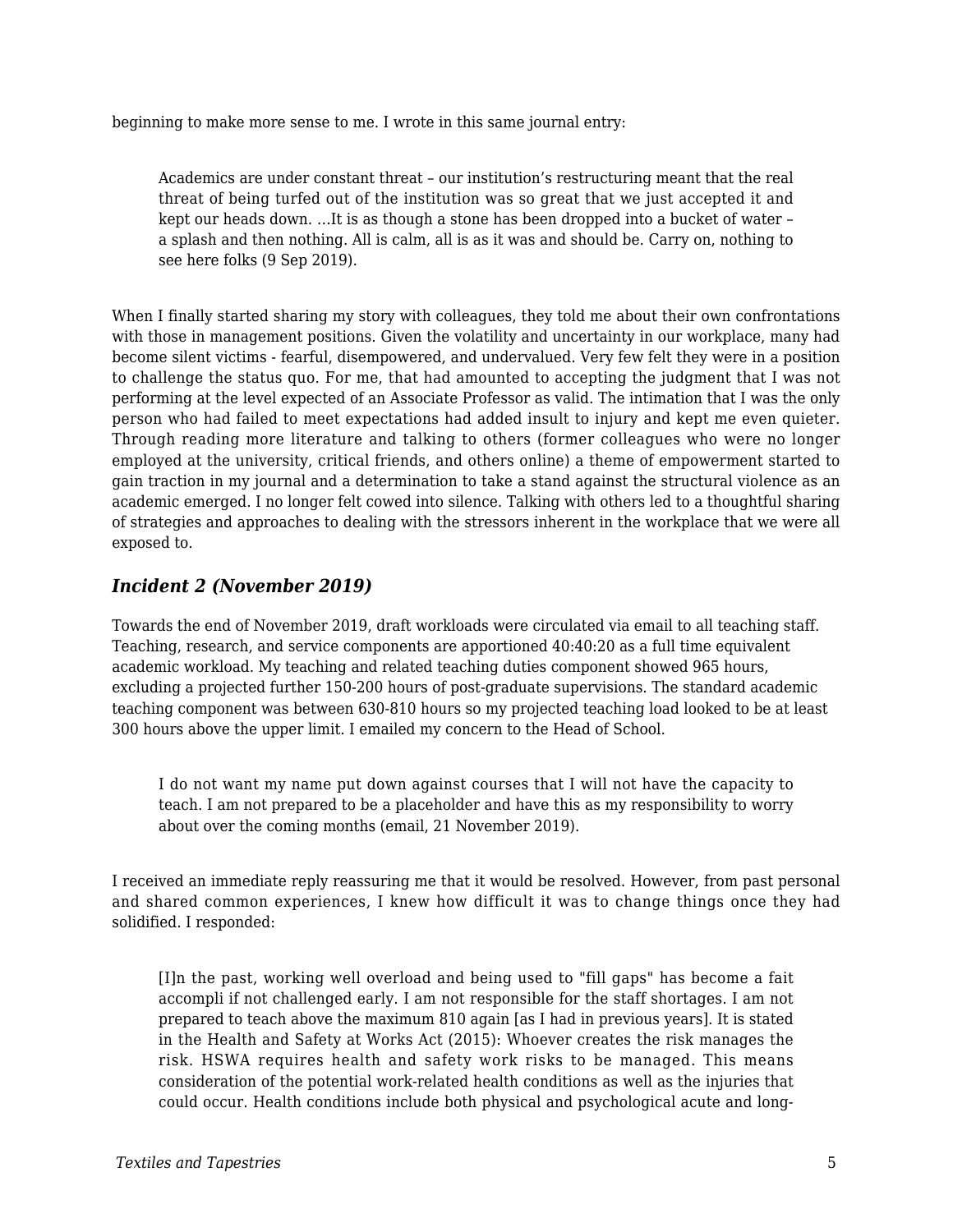beginning to make more sense to me. I wrote in this same journal entry:

> Academics are under constant threat – our institution's restructuring meant that the real threat of being turfed out of the institution was so great that we just accepted it and kept our heads down. …It is as though a stone has been dropped into a bucket of water – a splash and then nothing. All is calm, all is as it was and should be. Carry on, nothing to see here folks (9 Sep 2019).

When I finally started sharing my story with colleagues, they told me about their own confrontations with those in management positions. Given the volatility and uncertainty in our workplace, many had become silent victims - fearful, disempowered, and undervalued. Very few felt they were in a position to challenge the status quo. For me, that had amounted to accepting the judgment that I was not performing at the level expected of an Associate Professor as valid. The intimation that I was the only person who had failed to meet expectations had added insult to injury and kept me even quieter. Through reading more literature and talking to others (former colleagues who were no longer employed at the university, critical friends, and others online) a theme of empowerment started to gain traction in my journal and a determination to take a stand against the structural violence as an academic emerged. I no longer felt cowed into silence. Talking with others led to a thoughtful sharing of strategies and approaches to dealing with the stressors inherent in the workplace that we were all exposed to.

### *Incident 2 (November 2019)*

Towards the end of November 2019, draft workloads were circulated via email to all teaching staff. Teaching, research, and service components are apportioned 40:40:20 as a full time equivalent academic workload. My teaching and related teaching duties component showed 965 hours, excluding a projected further 150-200 hours of post-graduate supervisions. The standard academic teaching component was between 630-810 hours so my projected teaching load looked to be at least 300 hours above the upper limit. I emailed my concern to the Head of School.

> I do not want my name put down against courses that I will not have the capacity to teach. I am not prepared to be a placeholder and have this as my responsibility to worry about over the coming months (email, 21 November 2019).

I received an immediate reply reassuring me that it would be resolved. However, from past personal and shared common experiences, I knew how difficult it was to change things once they had solidified. I responded:

> [I]n the past, working well overload and being used to "fill gaps" has become a fait accompli if not challenged early. I am not responsible for the staff shortages. I am not prepared to teach above the maximum 810 again [as I had in previous years]. It is stated in the Health and Safety at Works Act (2015): Whoever creates the risk manages the risk. HSWA requires health and safety work risks to be managed. This means consideration of the potential work-related health conditions as well as the injuries that could occur. Health conditions include both physical and psychological acute and long-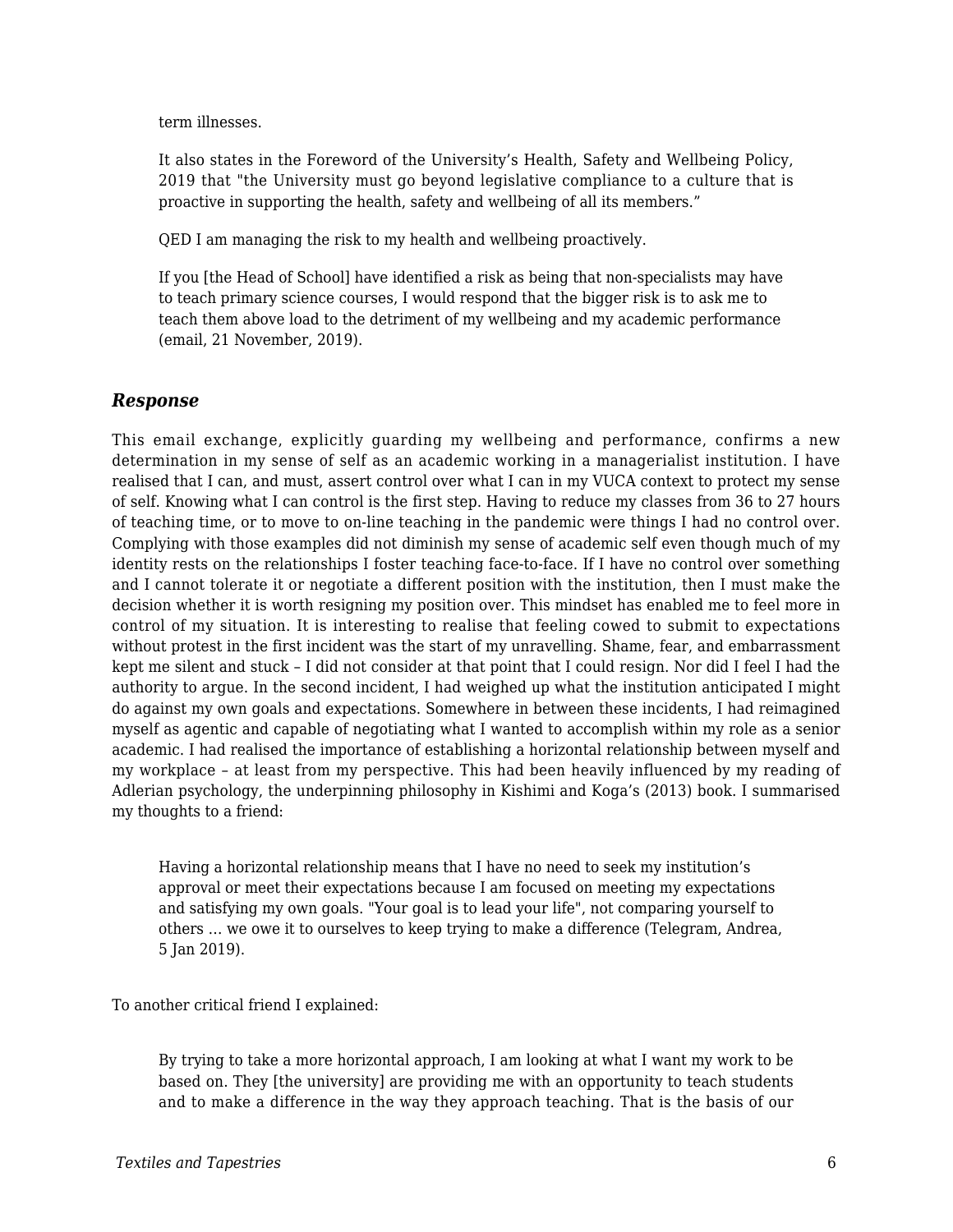term illnesses.

> It also states in the Foreword of the University's Health, Safety and Wellbeing Policy, 2019 that "the University must go beyond legislative compliance to a culture that is proactive in supporting the health, safety and wellbeing of all its members."
>
> QED I am managing the risk to my health and wellbeing proactively.
>
> If you [the Head of School] have identified a risk as being that non-specialists may have to teach primary science courses, I would respond that the bigger risk is to ask me to teach them above load to the detriment of my wellbeing and my academic performance (email, 21 November, 2019).

### *Response*

This email exchange, explicitly guarding my wellbeing and performance, confirms a new determination in my sense of self as an academic working in a managerialist institution. I have realised that I can, and must, assert control over what I can in my VUCA context to protect my sense of self. Knowing what I can control is the first step. Having to reduce my classes from 36 to 27 hours of teaching time, or to move to on-line teaching in the pandemic were things I had no control over. Complying with those examples did not diminish my sense of academic self even though much of my identity rests on the relationships I foster teaching face-to-face. If I have no control over something and I cannot tolerate it or negotiate a different position with the institution, then I must make the decision whether it is worth resigning my position over. This mindset has enabled me to feel more in control of my situation. It is interesting to realise that feeling cowed to submit to expectations without protest in the first incident was the start of my unravelling. Shame, fear, and embarrassment kept me silent and stuck – I did not consider at that point that I could resign. Nor did I feel I had the authority to argue. In the second incident, I had weighed up what the institution anticipated I might do against my own goals and expectations. Somewhere in between these incidents, I had reimagined myself as agentic and capable of negotiating what I wanted to accomplish within my role as a senior academic. I had realised the importance of establishing a horizontal relationship between myself and my workplace – at least from my perspective. This had been heavily influenced by my reading of Adlerian psychology, the underpinning philosophy in Kishimi and Koga's (2013) book. I summarised my thoughts to a friend:

> Having a horizontal relationship means that I have no need to seek my institution's approval or meet their expectations because I am focused on meeting my expectations and satisfying my own goals. "Your goal is to lead your life", not comparing yourself to others … we owe it to ourselves to keep trying to make a difference (Telegram, Andrea, 5 Jan 2019).

To another critical friend I explained:

> By trying to take a more horizontal approach, I am looking at what I want my work to be based on. They [the university] are providing me with an opportunity to teach students and to make a difference in the way they approach teaching. That is the basis of our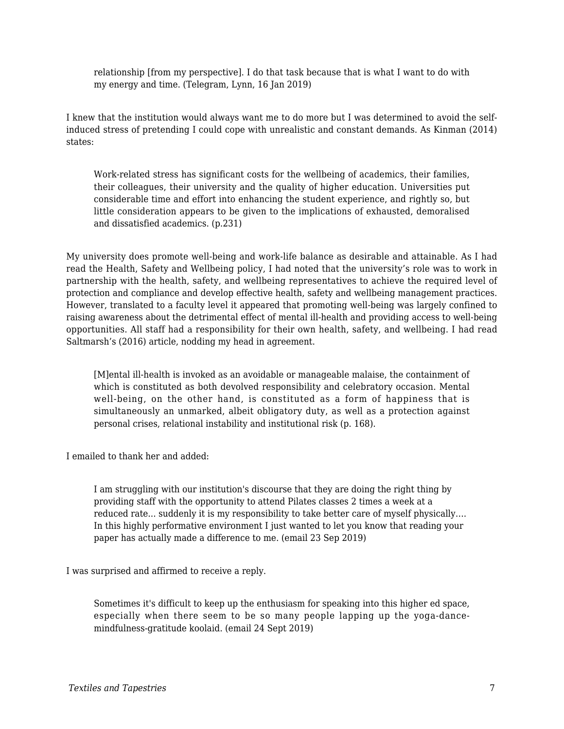> relationship [from my perspective]. I do that task because that is what I want to do with my energy and time. (Telegram, Lynn, 16 Jan 2019)

I knew that the institution would always want me to do more but I was determined to avoid the self-induced stress of pretending I could cope with unrealistic and constant demands. As Kinman (2014) states:

> Work-related stress has significant costs for the wellbeing of academics, their families, their colleagues, their university and the quality of higher education. Universities put considerable time and effort into enhancing the student experience, and rightly so, but little consideration appears to be given to the implications of exhausted, demoralised and dissatisfied academics. (p.231)

My university does promote well-being and work-life balance as desirable and attainable. As I had read the Health, Safety and Wellbeing policy, I had noted that the university's role was to work in partnership with the health, safety, and wellbeing representatives to achieve the required level of protection and compliance and develop effective health, safety and wellbeing management practices. However, translated to a faculty level it appeared that promoting well-being was largely confined to raising awareness about the detrimental effect of mental ill-health and providing access to well-being opportunities. All staff had a responsibility for their own health, safety, and wellbeing. I had read Saltmarsh's (2016) article, nodding my head in agreement.

> [M]ental ill-health is invoked as an avoidable or manageable malaise, the containment of which is constituted as both devolved responsibility and celebratory occasion. Mental well-being, on the other hand, is constituted as a form of happiness that is simultaneously an unmarked, albeit obligatory duty, as well as a protection against personal crises, relational instability and institutional risk (p. 168).

I emailed to thank her and added:

> I am struggling with our institution's discourse that they are doing the right thing by providing staff with the opportunity to attend Pilates classes 2 times a week at a reduced rate... suddenly it is my responsibility to take better care of myself physically…. In this highly performative environment I just wanted to let you know that reading your paper has actually made a difference to me. (email 23 Sep 2019)

I was surprised and affirmed to receive a reply.

> Sometimes it's difficult to keep up the enthusiasm for speaking into this higher ed space, especially when there seem to be so many people lapping up the yoga-dance-mindfulness-gratitude koolaid. (email 24 Sept 2019)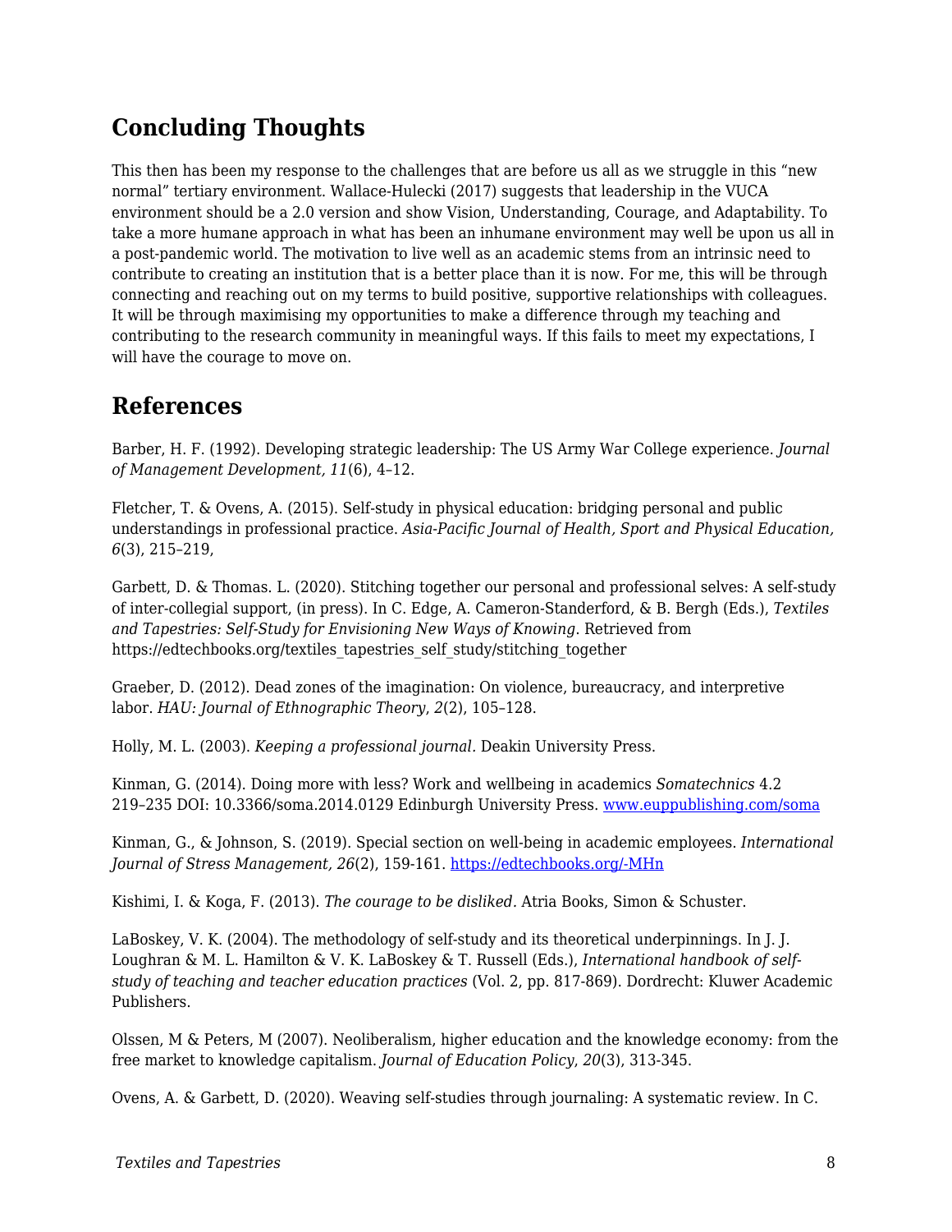## Concluding Thoughts

This then has been my response to the challenges that are before us all as we struggle in this "new normal" tertiary environment. Wallace-Hulecki (2017) suggests that leadership in the VUCA environment should be a 2.0 version and show Vision, Understanding, Courage, and Adaptability. To take a more humane approach in what has been an inhumane environment may well be upon us all in a post-pandemic world. The motivation to live well as an academic stems from an intrinsic need to contribute to creating an institution that is a better place than it is now. For me, this will be through connecting and reaching out on my terms to build positive, supportive relationships with colleagues. It will be through maximising my opportunities to make a difference through my teaching and contributing to the research community in meaningful ways. If this fails to meet my expectations, I will have the courage to move on.

## References

Barber, H. F. (1992). Developing strategic leadership: The US Army War College experience. *Journal of Management Development, 11*(6), 4–12.

Fletcher, T. & Ovens, A. (2015). Self-study in physical education: bridging personal and public understandings in professional practice. *Asia-Pacific Journal of Health, Sport and Physical Education, 6*(3), 215–219,

Garbett, D. & Thomas. L. (2020). Stitching together our personal and professional selves: A self-study of inter-collegial support, (in press). In C. Edge, A. Cameron-Standerford, & B. Bergh (Eds.), *Textiles and Tapestries: Self-Study for Envisioning New Ways of Knowing*. Retrieved from https://edtechbooks.org/textiles_tapestries_self_study/stitching_together

Graeber, D. (2012). Dead zones of the imagination: On violence, bureaucracy, and interpretive labor. *HAU: Journal of Ethnographic Theory*, *2*(2), 105–128.

Holly, M. L. (2003). *Keeping a professional journal.* Deakin University Press.

Kinman, G. (2014). Doing more with less? Work and wellbeing in academics *Somatechnics* 4.2 219–235 DOI: 10.3366/soma.2014.0129 Edinburgh University Press. [www.euppublishing.com/soma](www.euppublishing.com/soma)

Kinman, G., & Johnson, S. (2019). Special section on well-being in academic employees. *International Journal of Stress Management, 26*(2), 159-161. [https://edtechbooks.org/-MHn](https://edtechbooks.org/-MHn)

Kishimi, I. & Koga, F. (2013). *The courage to be disliked.* Atria Books, Simon & Schuster.

LaBoskey, V. K. (2004). The methodology of self-study and its theoretical underpinnings. In J. J. Loughran & M. L. Hamilton & V. K. LaBoskey & T. Russell (Eds.), *International handbook of self-study of teaching and teacher education practices* (Vol. 2, pp. 817-869). Dordrecht: Kluwer Academic Publishers.

Olssen, M & Peters, M (2007). Neoliberalism, higher education and the knowledge economy: from the free market to knowledge capitalism. *Journal of Education Policy*, *20*(3), 313-345.

Ovens, A. & Garbett, D. (2020). Weaving self-studies through journaling: A systematic review. In C.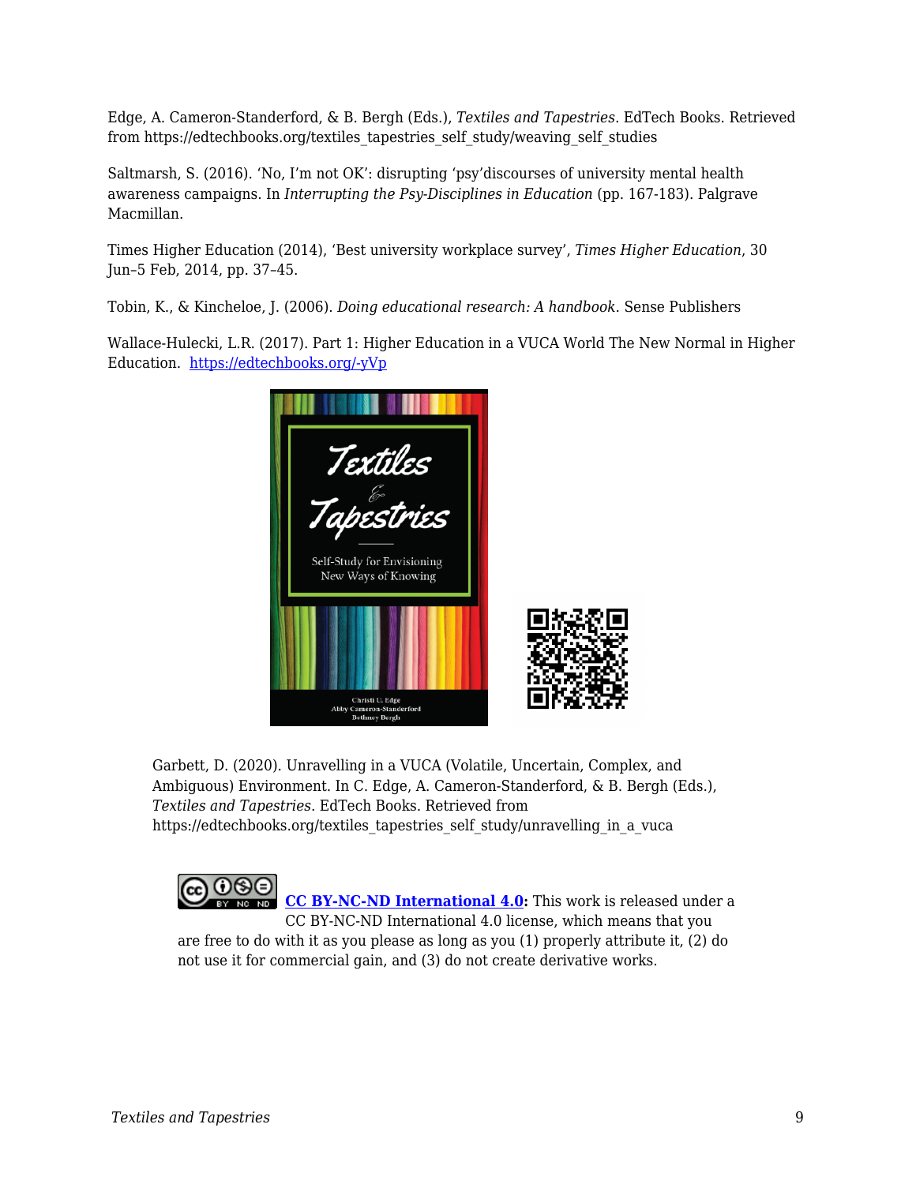Edge, A. Cameron-Standerford, & B. Bergh (Eds.), *Textiles and Tapestries*. EdTech Books. Retrieved from https://edtechbooks.org/textiles_tapestries_self_study/weaving_self_studies

Saltmarsh, S. (2016). 'No, I'm not OK': disrupting 'psy'discourses of university mental health awareness campaigns. In *Interrupting the Psy-Disciplines in Education* (pp. 167-183). Palgrave Macmillan.

Times Higher Education (2014), 'Best university workplace survey', *Times Higher Education*, 30 Jun–5 Feb, 2014, pp. 37–45.

Tobin, K., & Kincheloe, J. (2006). *Doing educational research: A handbook*. Sense Publishers

Wallace-Hulecki, L.R. (2017). Part 1: Higher Education in a VUCA World The New Normal in Higher Education. [https://edtechbooks.org/-yVp](https://edtechbooks.org/-yVp)

Garbett, D. (2020). Unravelling in a VUCA (Volatile, Uncertain, Complex, and Ambiguous) Environment. In C. Edge, A. Cameron-Standerford, & B. Bergh (Eds.), *Textiles and Tapestries*. EdTech Books. Retrieved from https://edtechbooks.org/textiles_tapestries_self_study/unravelling_in_a_vuca

**[CC BY-NC-ND International 4.0](https://creativecommons.org/licenses/by-nc-nd/4.0/):** This work is released under a CC BY-NC-ND International 4.0 license, which means that you are free to do with it as you please as long as you (1) properly attribute it, (2) do not use it for commercial gain, and (3) do not create derivative works.